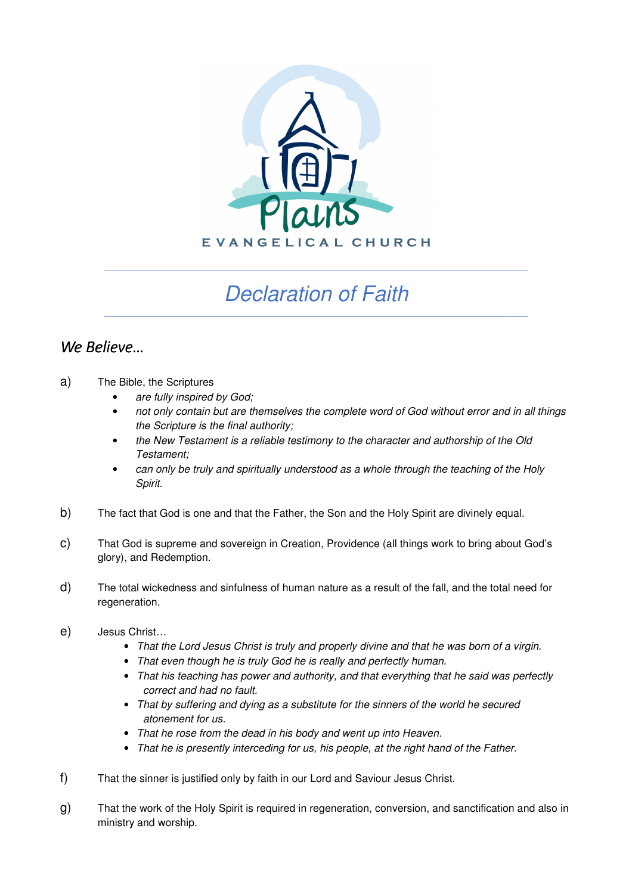Plains

EVANGELICAL CHURCH

# Declaration of Faith

## *We Believe…*

a) The Bible, the Scriptures

- *are fully inspired by God;*
- *not only contain but are themselves the complete word of God without error and in all things the Scripture is the final authority;*
- *the New Testament is a reliable testimony to the character and authorship of the Old Testament;*
- *can only be truly and spiritually understood as a whole through the teaching of the Holy Spirit.*

b) The fact that God is one and that the Father, the Son and the Holy Spirit are divinely equal.

c) That God is supreme and sovereign in Creation, Providence (all things work to bring about God's glory), and Redemption.

d) The total wickedness and sinfulness of human nature as a result of the fall, and the total need for regeneration.

e) Jesus Christ…

- *That the Lord Jesus Christ is truly and properly divine and that he was born of a virgin.*
- *That even though he is truly God he is really and perfectly human.*
- *That his teaching has power and authority, and that everything that he said was perfectly correct and had no fault.*
- *That by suffering and dying as a substitute for the sinners of the world he secured atonement for us.*
- *That he rose from the dead in his body and went up into Heaven.*
- *That he is presently interceding for us, his people, at the right hand of the Father.*

f) That the sinner is justified only by faith in our Lord and Saviour Jesus Christ.

g) That the work of the Holy Spirit is required in regeneration, conversion, and sanctification and also in ministry and worship.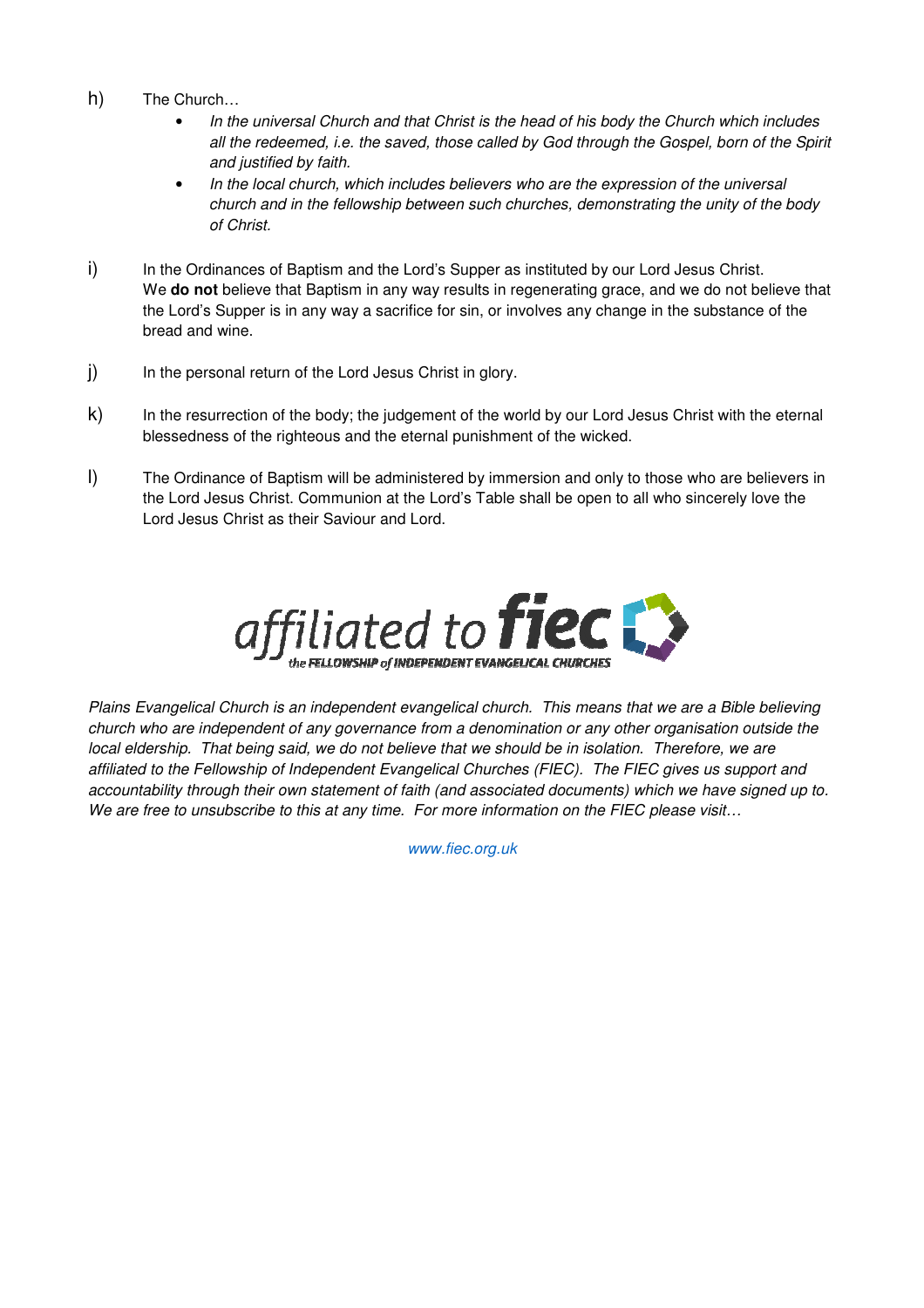h) The Church…

- *In the universal Church and that Christ is the head of his body the Church which includes all the redeemed, i.e. the saved, those called by God through the Gospel, born of the Spirit and justified by faith.*
- *In the local church, which includes believers who are the expression of the universal church and in the fellowship between such churches, demonstrating the unity of the body of Christ.*

i) In the Ordinances of Baptism and the Lord's Supper as instituted by our Lord Jesus Christ. We **do not** believe that Baptism in any way results in regenerating grace, and we do not believe that the Lord's Supper is in any way a sacrifice for sin, or involves any change in the substance of the bread and wine.

j) In the personal return of the Lord Jesus Christ in glory.

k) In the resurrection of the body; the judgement of the world by our Lord Jesus Christ with the eternal blessedness of the righteous and the eternal punishment of the wicked.

l) The Ordinance of Baptism will be administered by immersion and only to those who are believers in the Lord Jesus Christ. Communion at the Lord's Table shall be open to all who sincerely love the Lord Jesus Christ as their Saviour and Lord.

affiliated to **fiec**
the FELLOWSHIP of INDEPENDENT EVANGELICAL CHURCHES

*Plains Evangelical Church is an independent evangelical church. This means that we are a Bible believing church who are independent of any governance from a denomination or any other organisation outside the local eldership. That being said, we do not believe that we should be in isolation. Therefore, we are affiliated to the Fellowship of Independent Evangelical Churches (FIEC). The FIEC gives us support and accountability through their own statement of faith (and associated documents) which we have signed up to. We are free to unsubscribe to this at any time. For more information on the FIEC please visit…*

*www.fiec.org.uk*